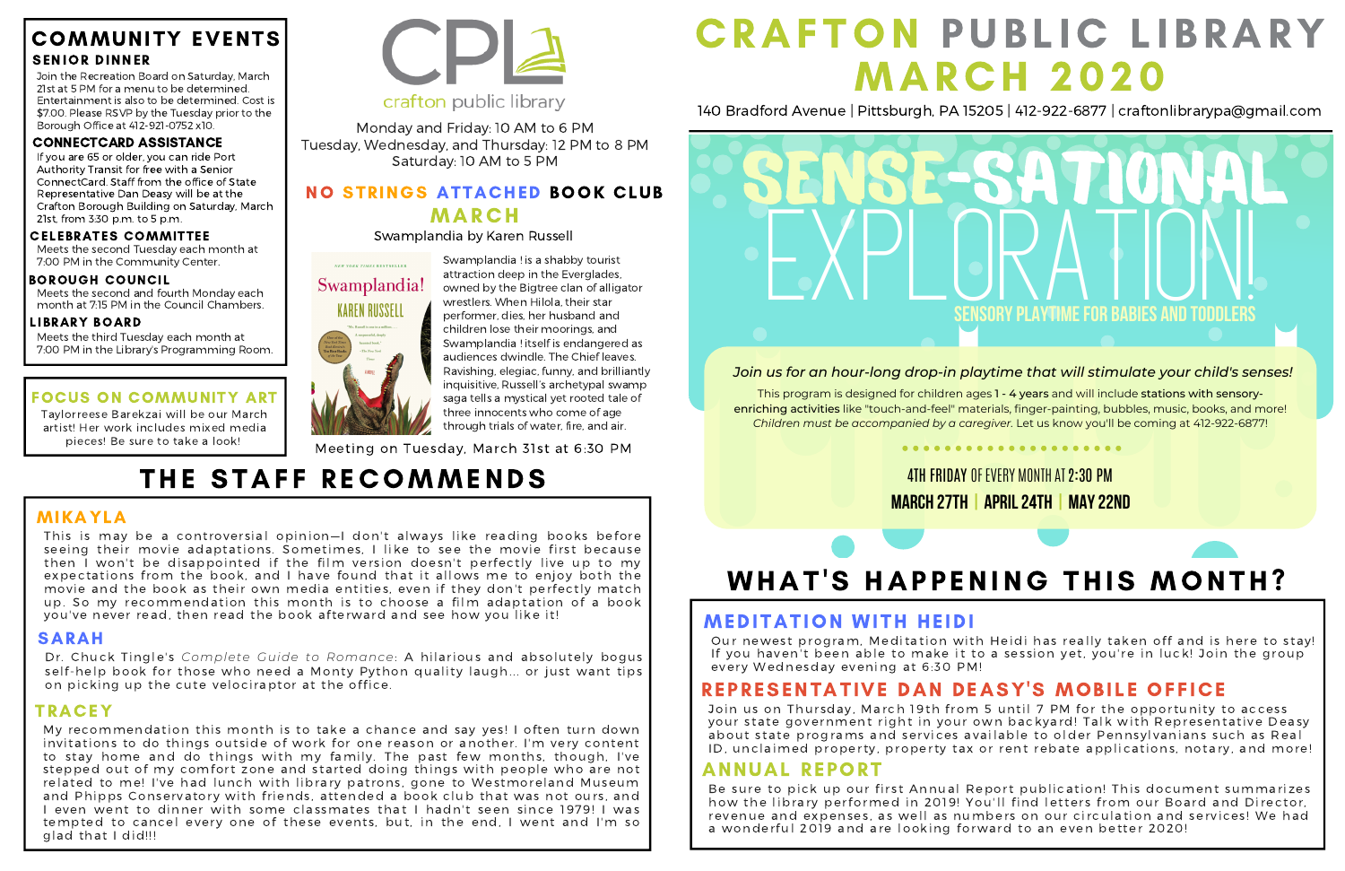# CRAFTON PUBLIC LIBRARY MARCH 2020

140 Bradford Avenue | Pittsburgh, PA 15205 | 412-922-6877 | craftonlibrarypa@gmail.com

CPL
crafton public library

Monday and Friday: 10 AM to 6 PM
Tuesday, Wednesday, and Thursday: 12 PM to 8 PM
Saturday: 10 AM to 5 PM

## COMMUNITY EVENTS

### SENIOR DINNER

Join the Recreation Board on Saturday, March 21st at 5 PM for a menu to be determined. Entertainment is also to be determined. Cost is $7.00. Please RSVP by the Tuesday prior to the Borough Office at 412-921-0752 x10.

### CONNECTCARD ASSISTANCE

If you are 65 or older, you can ride Port Authority Transit for free with a Senior ConnectCard. Staff from the office of State Representative Dan Deasy will be at the Crafton Borough Building on Saturday, March 21st, from 3:30 p.m. to 5 p.m.

### CELEBRATES COMMITTEE

Meets the second Tuesday each month at 7:00 PM in the Community Center.

### BOROUGH COUNCIL

Meets the second and fourth Monday each month at 7:15 PM in the Council Chambers.

### LIBRARY BOARD

Meets the third Tuesday each month at 7:00 PM in the Library's Programming Room.

## FOCUS ON COMMUNITY ART

Taylorreese Barekzai will be our March artist! Her work includes mixed media pieces! Be sure to take a look!

## NO STRINGS ATTACHED BOOK CLUB

### MARCH

Swamplandia by Karen Russell

Swamplandia ! is a shabby tourist attraction deep in the Everglades, owned by the Bigtree clan of alligator wrestlers. When Hilola, their star performer, dies, her husband and children lose their moorings, and Swamplandia ! itself is endangered as audiences dwindle. The Chief leaves. Ravishing, elegiac, funny, and brilliantly inquisitive, Russell's archetypal swamp saga tells a mystical yet rooted tale of three innocents who come of age through trials of water, fire, and air.

Meeting on Tuesday, March 31st at 6:30 PM

## SENSE-SATIONAL EXPLORATION!

### SENSORY PLAYTIME FOR BABIES AND TODDLERS

*Join us for an hour-long drop-in playtime that will stimulate your child's senses!*

This program is designed for children ages **1 - 4 years** and will include **stations with sensory-enriching activities** like "touch-and-feel" materials, finger-painting, bubbles, music, books, and more! *Children must be accompanied by a caregiver.* Let us know you'll be coming at 412-922-6877!

4TH FRIDAY OF EVERY MONTH AT 2:30 PM

**MARCH 27TH | APRIL 24TH | MAY 22ND**

## THE STAFF RECOMMENDS

### MIKAYLA

This is may be a controversial opinion—I don't always like reading books before seeing their movie adaptations. Sometimes, I like to see the movie first because then I won't be disappointed if the film version doesn't perfectly live up to my expectations from the book, and I have found that it allows me to enjoy both the movie and the book as their own media entities, even if they don't perfectly match up. So my recommendation this month is to choose a film adaptation of a book you've never read, then read the book afterward and see how you like it!

### SARAH

Dr. Chuck Tingle's *Complete Guide to Romance*: A hilarious and absolutely bogus self-help book for those who need a Monty Python quality laugh... or just want tips on picking up the cute velociraptor at the office.

### TRACEY

My recommendation this month is to take a chance and say yes! I often turn down invitations to do things outside of work for one reason or another. I'm very content to stay home and do things with my family. The past few months, though, I've stepped out of my comfort zone and started doing things with people who are not related to me! I've had lunch with library patrons, gone to Westmoreland Museum and Phipps Conservatory with friends, attended a book club that was not ours, and I even went to dinner with some classmates that I hadn't seen since 1979! I was tempted to cancel every one of these events, but, in the end, I went and I'm so glad that I did!!!

## WHAT'S HAPPENING THIS MONTH?

### MEDITATION WITH HEIDI

Our newest program, Meditation with Heidi has really taken off and is here to stay! If you haven't been able to make it to a session yet, you're in luck! Join the group every Wednesday evening at 6:30 PM!

### REPRESENTATIVE DAN DEASY'S MOBILE OFFICE

Join us on Thursday, March 19th from 5 until 7 PM for the opportunity to access your state government right in your own backyard! Talk with Representative Deasy about state programs and services available to older Pennsylvanians such as Real ID, unclaimed property, property tax or rent rebate applications, notary, and more!

### ANNUAL REPORT

Be sure to pick up our first Annual Report publication! This document summarizes how the library performed in 2019! You'll find letters from our Board and Director, revenue and expenses, as well as numbers on our circulation and services! We had a wonderful 2019 and are looking forward to an even better 2020!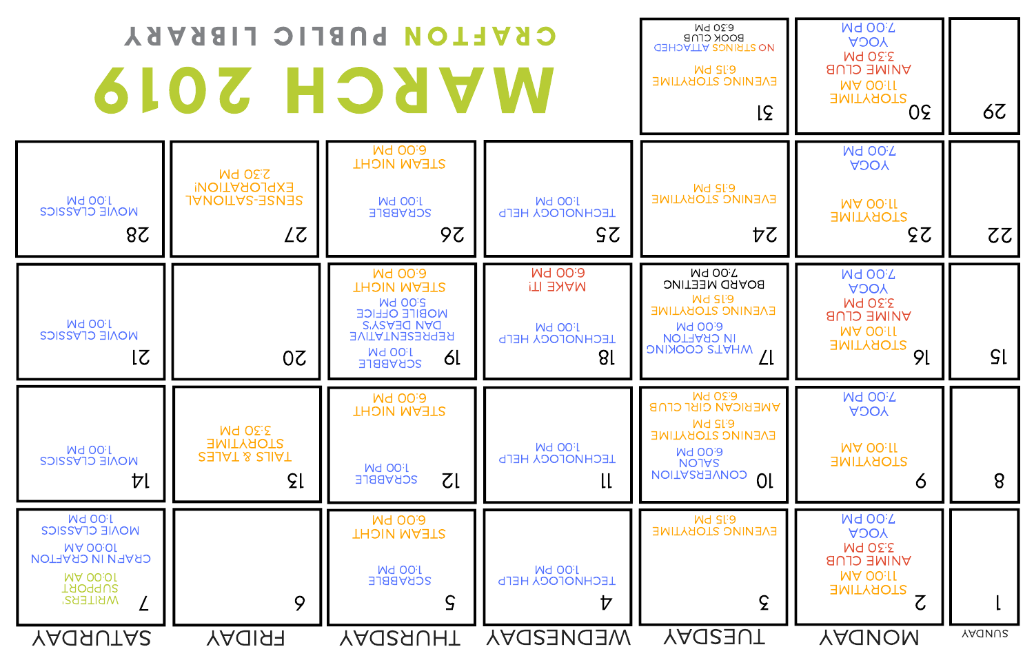# CRAFTON PUBLIC LIBRARY

# MARCH 2019

| SUNDAY | MONDAY | TUESDAY | WEDNESDAY | THURSDAY | FRIDAY | SATURDAY |
|---|---|---|---|---|---|---|
| 1 | 2<br>STORYTIME<br>11:00 AM<br>ANIME CLUB<br>3:30 PM<br>YOGA<br>7:00 PM | 3<br>EVENING STORYTIME<br>6:15 PM | 4<br>TECHNOLOGY HELP<br>1:00 PM | 5<br>SCRABBLE<br>1:00 PM<br>STEAM NIGHT<br>6:00 PM | 6 | 7<br>WRITERS' SUPPORT<br>10:00 AM<br>CRAFT'N IN CRAFTON<br>10:00 AM<br>MOVIE CLASSICS<br>1:00 PM |
| 8 | 9<br>STORYTIME<br>11:00 AM<br>YOGA<br>7:00 PM | 10<br>CONVERSATION SALON<br>6:00 PM<br>EVENING STORYTIME<br>6:15 PM<br>AMERICAN GIRL CLUB<br>6:30 PM | 11<br>TECHNOLOGY HELP<br>1:00 PM | 12<br>SCRABBLE<br>1:00 PM<br>STEAM NIGHT<br>6:00 PM | 13<br>TAILS & TALES<br>STORYTIME<br>3:30 PM | 14<br>MOVIE CLASSICS<br>1:00 PM |
| 15 | 16<br>STORYTIME<br>11:00 AM<br>ANIME CLUB<br>3:30 PM<br>YOGA<br>7:00 PM | 17<br>WHAT'S COOKING IN CRAFTON<br>6:00 PM<br>EVENING STORYTIME<br>6:15 PM<br>BOARD MEETING<br>7:00 PM | 18<br>TECHNOLOGY HELP<br>1:00 PM<br>MAKE IT!<br>6:00 PM | 19<br>SCRABBLE<br>1:00 PM<br>REPRESENTATIVE<br>DAN DEASY'S<br>MOBILE OFFICE<br>5:00 PM<br>STEAM NIGHT<br>6:00 PM | 20 | 21<br>MOVIE CLASSICS<br>1:00 PM |
| 22 | 23<br>STORYTIME<br>11:00 AM<br>YOGA<br>7:00 PM | 24<br>EVENING STORYTIME<br>6:15 PM | 25<br>TECHNOLOGY HELP<br>1:00 PM | 26<br>SCRABBLE<br>1:00 PM<br>STEAM NIGHT<br>6:00 PM | 27<br>SENSE-SATIONAL<br>EXPLORATION!<br>2:30 PM | 28<br>MOVIE CLASSICS<br>1:00 PM |
| 29 | 30<br>STORYTIME<br>11:00 AM<br>ANIME CLUB<br>3:30 PM<br>YOGA<br>7:00 PM | 31<br>EVENING STORYTIME<br>6:15 PM<br>NO STRINGS ATTACHED<br>BOOK CLUB<br>6:30 PM | | | | |